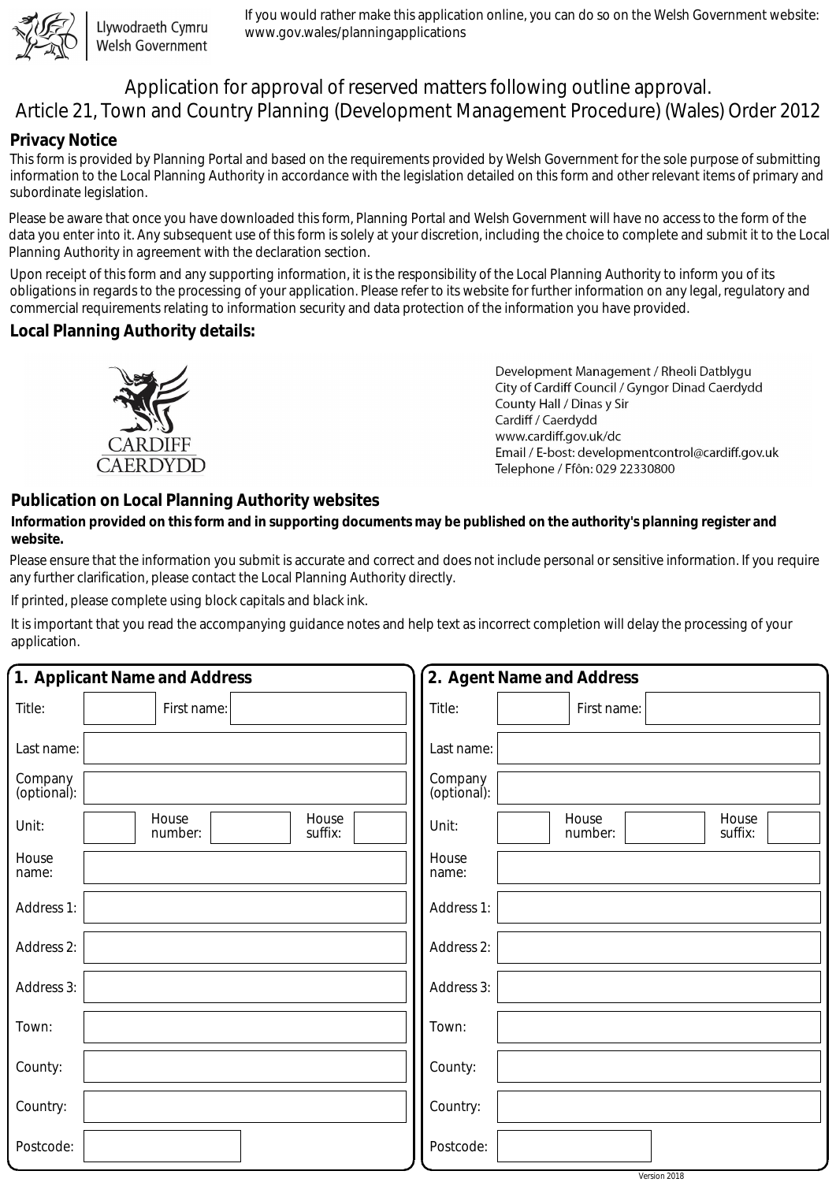Llywodraeth Cymru
Welsh Government

If you would rather make this application online, you can do so on the Welsh Government website: www.gov.wales/planningapplications

# Application for approval of reserved matters following outline approval.
# Article 21, Town and Country Planning (Development Management Procedure) (Wales) Order 2012

## Privacy Notice

This form is provided by Planning Portal and based on the requirements provided by Welsh Government for the sole purpose of submitting information to the Local Planning Authority in accordance with the legislation detailed on this form and other relevant items of primary and subordinate legislation.

Please be aware that once you have downloaded this form, Planning Portal and Welsh Government will have no access to the form of the data you enter into it. Any subsequent use of this form is solely at your discretion, including the choice to complete and submit it to the Local Planning Authority in agreement with the declaration section.

Upon receipt of this form and any supporting information, it is the responsibility of the Local Planning Authority to inform you of its obligations in regards to the processing of your application. Please refer to its website for further information on any legal, regulatory and commercial requirements relating to information security and data protection of the information you have provided.

## Local Planning Authority details:

CARDIFF
CAERDYDD

Development Management / Rheoli Datblygu
City of Cardiff Council / Gyngor Dinad Caerdydd
County Hall / Dinas y Sir
Cardiff / Caerdydd
www.cardiff.gov.uk/dc
Email / E-bost: developmentcontrol@cardiff.gov.uk
Telephone / Ffôn: 029 22330800

## Publication on Local Planning Authority websites

**Information provided on this form and in supporting documents may be published on the authority's planning register and website.**

Please ensure that the information you submit is accurate and correct and does not include personal or sensitive information. If you require any further clarification, please contact the Local Planning Authority directly.

If printed, please complete using block capitals and black ink.

It is important that you read the accompanying guidance notes and help text as incorrect completion will delay the processing of your application.

## 1. Applicant Name and Address

| | |
|---|---|
| Title: | |
| First name: | |
| Last name: | |
| Company (optional): | |
| Unit: | |
| House number: | |
| House suffix: | |
| House name: | |
| Address 1: | |
| Address 2: | |
| Address 3: | |
| Town: | |
| County: | |
| Country: | |
| Postcode: | |

## 2. Agent Name and Address

| | |
|---|---|
| Title: | |
| First name: | |
| Last name: | |
| Company (optional): | |
| Unit: | |
| House number: | |
| House suffix: | |
| House name: | |
| Address 1: | |
| Address 2: | |
| Address 3: | |
| Town: | |
| County: | |
| Country: | |
| Postcode: | |

Version 2018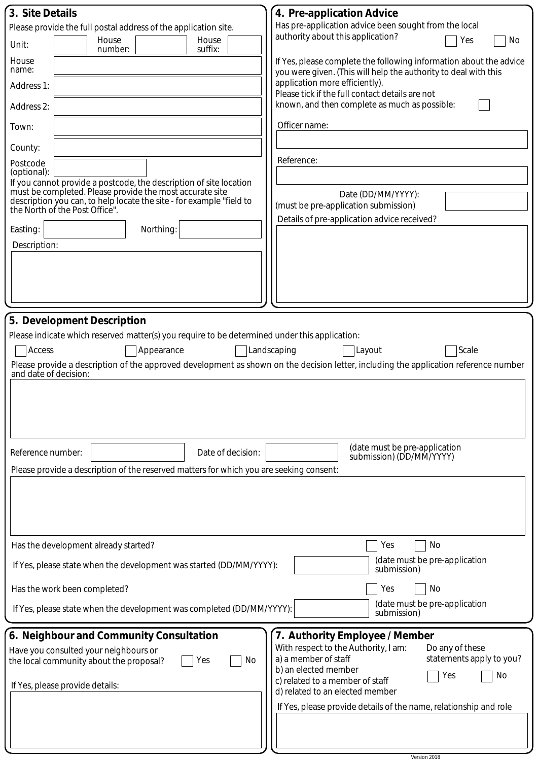## 3. Site Details

Please provide the full postal address of the application site.

Unit: | House number: | House suffix:

House name:

Address 1:

Address 2:

Town:

County:

Postcode (optional):

If you cannot provide a postcode, the description of site location must be completed. Please provide the most accurate site description you can, to help locate the site - for example "field to the North of the Post Office".

Easting: | Northing:

Description:

## 4. Pre-application Advice

Has pre-application advice been sought from the local authority about this application? ☐ Yes ☐ No

If Yes, please complete the following information about the advice you were given. (This will help the authority to deal with this application more efficiently).

Please tick if the full contact details are not known, and then complete as much as possible: ☐

Officer name:

Reference:

Date (DD/MM/YYYY): (must be pre-application submission)

Details of pre-application advice received?

## 5. Development Description

Please indicate which reserved matter(s) you require to be determined under this application:

☐ Access ☐ Appearance ☐ Landscaping ☐ Layout ☐ Scale

Please provide a description of the approved development as shown on the decision letter, including the application reference number and date of decision:

Reference number: | Date of decision: | (date must be pre-application submission) (DD/MM/YYYY)

Please provide a description of the reserved matters for which you are seeking consent:

Has the development already started? ☐ Yes ☐ No

If Yes, please state when the development was started (DD/MM/YYYY): (date must be pre-application submission)

Has the work been completed? ☐ Yes ☐ No

If Yes, please state when the development was completed (DD/MM/YYYY): (date must be pre-application submission)

## 6. Neighbour and Community Consultation

Have you consulted your neighbours or the local community about the proposal? ☐ Yes ☐ No

If Yes, please provide details:

## 7. Authority Employee / Member

With respect to the Authority, I am:

a) a member of staff
b) an elected member
c) related to a member of staff
d) related to an elected member

Do any of these statements apply to you? ☐ Yes ☐ No

If Yes, please provide details of the name, relationship and role

Version 2018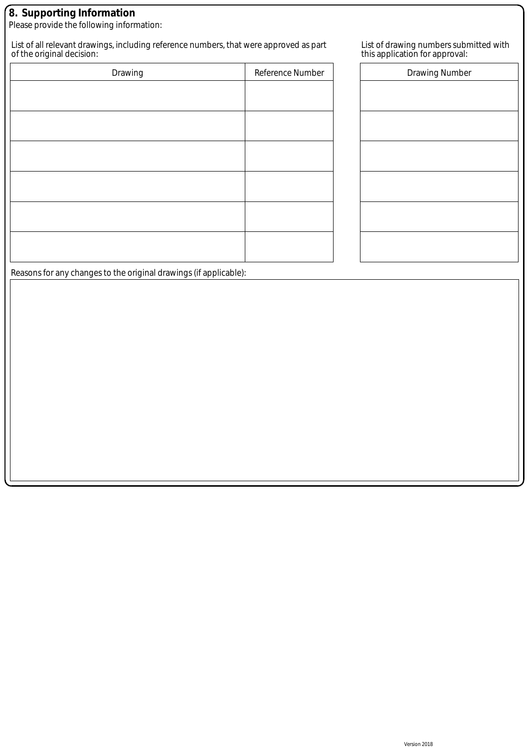## 8. Supporting Information

Please provide the following information:

List of all relevant drawings, including reference numbers, that were approved as part of the original decision:

| Drawing | Reference Number |
|---|---|
| | |
| | |
| | |
| | |
| | |
| | |

List of drawing numbers submitted with this application for approval:

| Drawing Number |
|---|
| |
| |
| |
| |
| |
| |

Reasons for any changes to the original drawings (if applicable):

Version 2018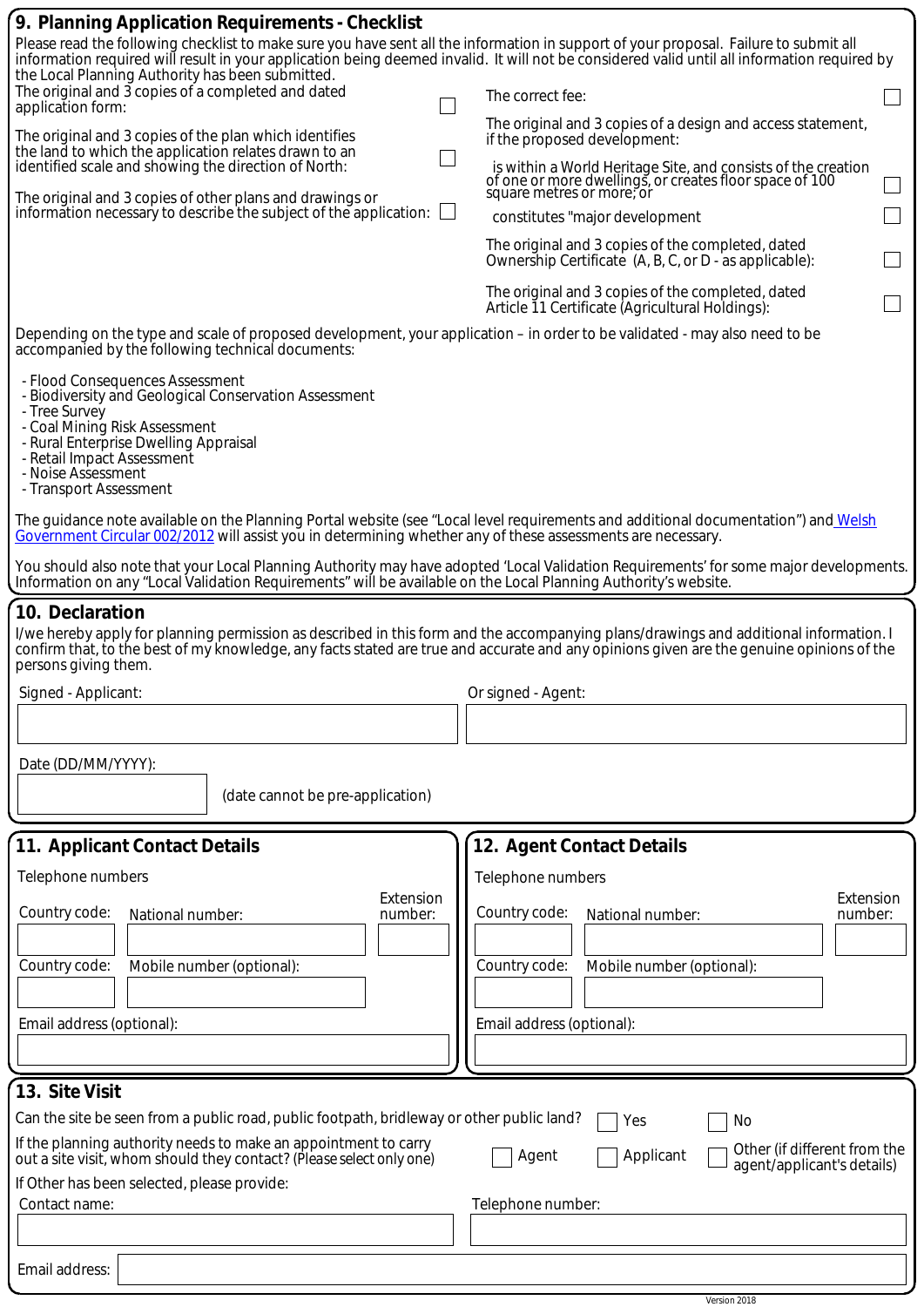## 9. Planning Application Requirements - Checklist

Please read the following checklist to make sure you have sent all the information in support of your proposal. Failure to submit all information required will result in your application being deemed invalid. It will not be considered valid until all information required by the Local Planning Authority has been submitted.

- The original and 3 copies of a completed and dated application form: ☐
- The original and 3 copies of the plan which identifies the land to which the application relates drawn to an identified scale and showing the direction of North: ☐
- The original and 3 copies of other plans and drawings or information necessary to describe the subject of the application: ☐
- The correct fee: ☐
- The original and 3 copies of a design and access statement, if the proposed development:
  - is within a World Heritage Site, and consists of the creation of one or more dwellings, or creates floor space of 100 square metres or more; or ☐
  - constitutes "major development ☐
- The original and 3 copies of the completed, dated Ownership Certificate (A, B, C, or D - as applicable): ☐
- The original and 3 copies of the completed, dated Article 11 Certificate (Agricultural Holdings): ☐

Depending on the type and scale of proposed development, your application – in order to be validated - may also need to be accompanied by the following technical documents:

- Flood Consequences Assessment
- Biodiversity and Geological Conservation Assessment
- Tree Survey
- Coal Mining Risk Assessment
- Rural Enterprise Dwelling Appraisal
- Retail Impact Assessment
- Noise Assessment
- Transport Assessment

The guidance note available on the Planning Portal website (see "Local level requirements and additional documentation") and Welsh Government Circular 002/2012 will assist you in determining whether any of these assessments are necessary.

You should also note that your Local Planning Authority may have adopted 'Local Validation Requirements' for some major developments. Information on any "Local Validation Requirements" will be available on the Local Planning Authority's website.

## 10. Declaration

I/we hereby apply for planning permission as described in this form and the accompanying plans/drawings and additional information. I confirm that, to the best of my knowledge, any facts stated are true and accurate and any opinions given are the genuine opinions of the persons giving them.

Signed - Applicant:

Or signed - Agent:

Date (DD/MM/YYYY):

(date cannot be pre-application)

## 11. Applicant Contact Details

Telephone numbers

Country code: National number: Extension number:

Country code: Mobile number (optional):

Email address (optional):

## 12. Agent Contact Details

Telephone numbers

Country code: National number: Extension number:

Country code: Mobile number (optional):

Email address (optional):

## 13. Site Visit

Can the site be seen from a public road, public footpath, bridleway or other public land? ☐ Yes ☐ No

If the planning authority needs to make an appointment to carry out a site visit, whom should they contact? (Please select only one) ☐ Agent ☐ Applicant ☐ Other (if different from the agent/applicant's details)

If Other has been selected, please provide:

Contact name:

Telephone number:

Email address:

Version 2018